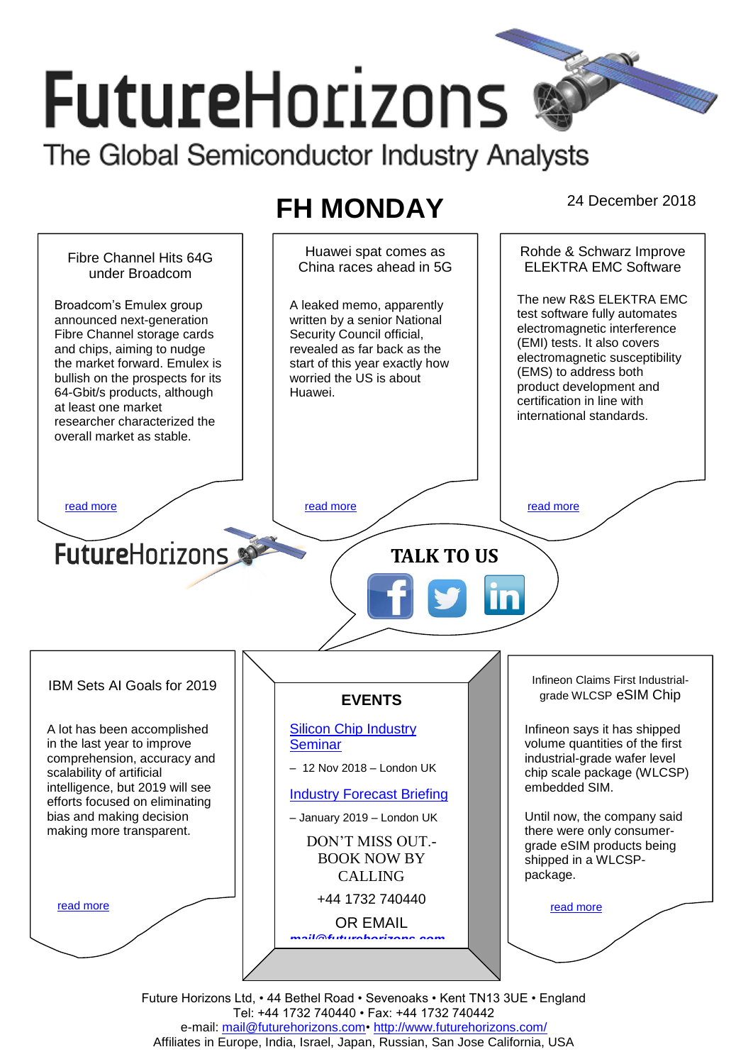# FutureHorizons

The Global Semiconductor Industry Analysts

## FH MONDAY

24 December 2018

### Fibre Channel Hits 64G under Broadcom

Broadcom's Emulex group announced next-generation Fibre Channel storage cards and chips, aiming to nudge the market forward. Emulex is bullish on the prospects for its 64-Gbit/s products, although at least one market researcher characterized the overall market as stable.

read more

### Huawei spat comes as China races ahead in 5G

A leaked memo, apparently written by a senior National Security Council official, revealed as far back as the start of this year exactly how worried the US is about Huawei.

read more

### Rohde & Schwarz Improve ELEKTRA EMC Software

The new R&S ELEKTRA EMC test software fully automates electromagnetic interference (EMI) tests. It also covers electromagnetic susceptibility (EMS) to address both product development and certification in line with international standards.

read more

FutureHorizons

**TALK TO US**

### IBM Sets AI Goals for 2019

A lot has been accomplished in the last year to improve comprehension, accuracy and scalability of artificial intelligence, but 2019 will see efforts focused on eliminating bias and making decision making more transparent.

read more

### EVENTS

Silicon Chip Industry Seminar

– 12 Nov 2018 – London UK

Industry Forecast Briefing

– January 2019 – London UK

DON'T MISS OUT.- BOOK NOW BY CALLING

+44 1732 740440

OR EMAIL

mail@futurehorizons.com

### Infineon Claims First Industrial-grade WLCSP eSIM Chip

Infineon says it has shipped volume quantities of the first industrial-grade wafer level chip scale package (WLCSP) embedded SIM.

Until now, the company said there were only consumer-grade eSIM products being shipped in a WLCSP-package.

read more

Future Horizons Ltd, • 44 Bethel Road • Sevenoaks • Kent TN13 3UE • England
Tel: +44 1732 740440 • Fax: +44 1732 740442
e-mail: mail@futurehorizons.com• http://www.futurehorizons.com/
Affiliates in Europe, India, Israel, Japan, Russian, San Jose California, USA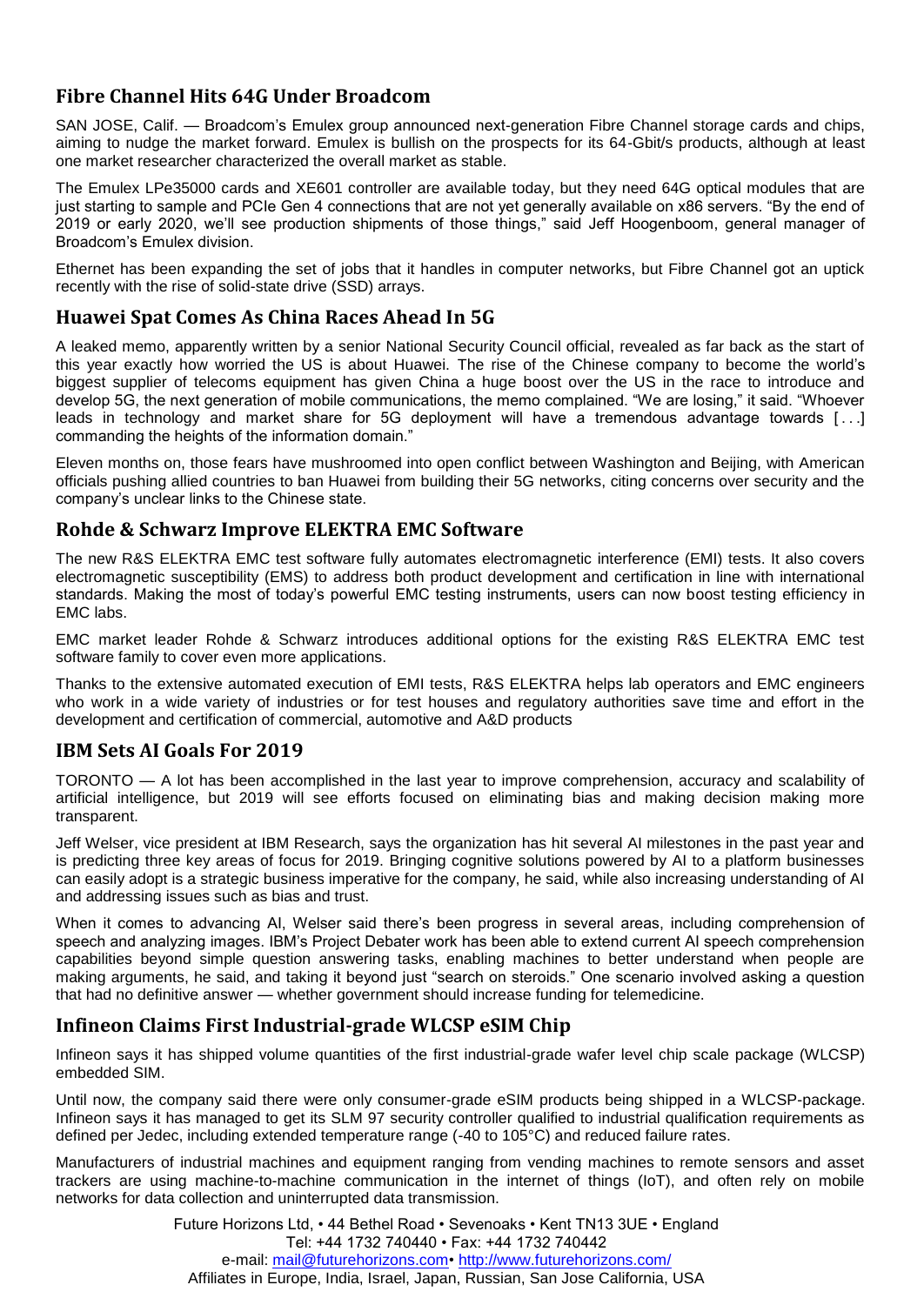## Fibre Channel Hits 64G Under Broadcom

SAN JOSE, Calif. — Broadcom's Emulex group announced next-generation Fibre Channel storage cards and chips, aiming to nudge the market forward. Emulex is bullish on the prospects for its 64-Gbit/s products, although at least one market researcher characterized the overall market as stable.

The Emulex LPe35000 cards and XE601 controller are available today, but they need 64G optical modules that are just starting to sample and PCIe Gen 4 connections that are not yet generally available on x86 servers. "By the end of 2019 or early 2020, we'll see production shipments of those things," said Jeff Hoogenboom, general manager of Broadcom's Emulex division.

Ethernet has been expanding the set of jobs that it handles in computer networks, but Fibre Channel got an uptick recently with the rise of solid-state drive (SSD) arrays.

## Huawei Spat Comes As China Races Ahead In 5G

A leaked memo, apparently written by a senior National Security Council official, revealed as far back as the start of this year exactly how worried the US is about Huawei. The rise of the Chinese company to become the world's biggest supplier of telecoms equipment has given China a huge boost over the US in the race to introduce and develop 5G, the next generation of mobile communications, the memo complained. "We are losing," it said. "Whoever leads in technology and market share for 5G deployment will have a tremendous advantage towards [. . .] commanding the heights of the information domain."

Eleven months on, those fears have mushroomed into open conflict between Washington and Beijing, with American officials pushing allied countries to ban Huawei from building their 5G networks, citing concerns over security and the company's unclear links to the Chinese state.

## Rohde & Schwarz Improve ELEKTRA EMC Software

The new R&S ELEKTRA EMC test software fully automates electromagnetic interference (EMI) tests. It also covers electromagnetic susceptibility (EMS) to address both product development and certification in line with international standards. Making the most of today's powerful EMC testing instruments, users can now boost testing efficiency in EMC labs.

EMC market leader Rohde & Schwarz introduces additional options for the existing R&S ELEKTRA EMC test software family to cover even more applications.

Thanks to the extensive automated execution of EMI tests, R&S ELEKTRA helps lab operators and EMC engineers who work in a wide variety of industries or for test houses and regulatory authorities save time and effort in the development and certification of commercial, automotive and A&D products

## IBM Sets AI Goals For 2019

TORONTO — A lot has been accomplished in the last year to improve comprehension, accuracy and scalability of artificial intelligence, but 2019 will see efforts focused on eliminating bias and making decision making more transparent.

Jeff Welser, vice president at IBM Research, says the organization has hit several AI milestones in the past year and is predicting three key areas of focus for 2019. Bringing cognitive solutions powered by AI to a platform businesses can easily adopt is a strategic business imperative for the company, he said, while also increasing understanding of AI and addressing issues such as bias and trust.

When it comes to advancing AI, Welser said there's been progress in several areas, including comprehension of speech and analyzing images. IBM's Project Debater work has been able to extend current AI speech comprehension capabilities beyond simple question answering tasks, enabling machines to better understand when people are making arguments, he said, and taking it beyond just "search on steroids." One scenario involved asking a question that had no definitive answer — whether government should increase funding for telemedicine.

## Infineon Claims First Industrial-grade WLCSP eSIM Chip

Infineon says it has shipped volume quantities of the first industrial-grade wafer level chip scale package (WLCSP) embedded SIM.

Until now, the company said there were only consumer-grade eSIM products being shipped in a WLCSP-package. Infineon says it has managed to get its SLM 97 security controller qualified to industrial qualification requirements as defined per Jedec, including extended temperature range (-40 to 105°C) and reduced failure rates.

Manufacturers of industrial machines and equipment ranging from vending machines to remote sensors and asset trackers are using machine-to-machine communication in the internet of things (IoT), and often rely on mobile networks for data collection and uninterrupted data transmission.